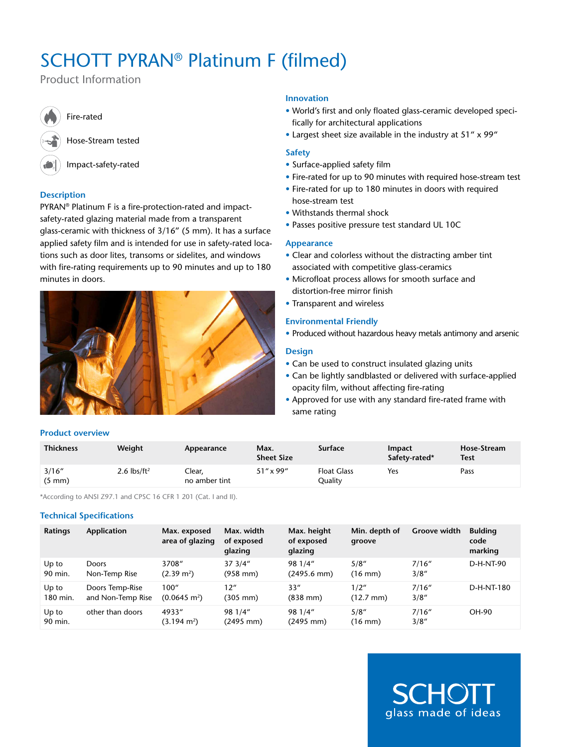# SCHOTT PYRAN® Platinum F (filmed)

Product Information

Fire-rated

Hose-Stream tested

Impact-safety-rated

## Description

PYRAN® Platinum F is a fire-protection-rated and impact-safety-rated glazing material made from a transparent glass-ceramic with thickness of 3/16″ (5 mm). It has a surface applied safety film and is intended for use in safety-rated locations such as door lites, transoms or sidelites, and windows with fire-rating requirements up to 90 minutes and up to 180 minutes in doors.

## Innovation

- World's first and only floated glass-ceramic developed specifically for architectural applications
- Largest sheet size available in the industry at 51″ x 99″

## Safety

- Surface-applied safety film
- Fire-rated for up to 90 minutes with required hose-stream test
- Fire-rated for up to 180 minutes in doors with required hose-stream test
- Withstands thermal shock
- Passes positive pressure test standard UL 10C

## Appearance

- Clear and colorless without the distracting amber tint associated with competitive glass-ceramics
- Microfloat process allows for smooth surface and distortion-free mirror finish
- Transparent and wireless

## Environmental Friendly

- Produced without hazardous heavy metals antimony and arsenic

## Design

- Can be used to construct insulated glazing units
- Can be lightly sandblasted or delivered with surface-applied opacity film, without affecting fire-rating
- Approved for use with any standard fire-rated frame with same rating

## Product overview

| Thickness | Weight | Appearance | Max. Sheet Size | Surface | Impact Safety-rated* | Hose-Stream Test |
|---|---|---|---|---|---|---|
| 3/16″ (5 mm) | 2.6 lbs/ft² | Clear, no amber tint | 51″ x 99″ | Float Glass Quality | Yes | Pass |

*According to ANSI Z97.1 and CPSC 16 CFR 1 201 (Cat. I and II).

## Technical Specifications

| Ratings | Application | Max. exposed area of glazing | Max. width of exposed glazing | Max. height of exposed glazing | Min. depth of groove | Groove width | Bulding code marking |
|---|---|---|---|---|---|---|---|
| Up to 90 min. | Doors Non-Temp Rise | 3708″ (2.39 m²) | 37 3/4″ (958 mm) | 98 1/4″ (2495.6 mm) | 5/8″ (16 mm) | 7/16″ 3/8″ | D-H-NT-90 |
| Up to 180 min. | Doors Temp-Rise and Non-Temp Rise | 100″ (0.0645 m²) | 12″ (305 mm) | 33″ (838 mm) | 1/2″ (12.7 mm) | 7/16″ 3/8″ | D-H-NT-180 |
| Up to 90 min. | other than doors | 4933″ (3.194 m²) | 98 1/4″ (2495 mm) | 98 1/4″ (2495 mm) | 5/8″ (16 mm) | 7/16″ 3/8″ | OH-90 |

SCHOTT
glass made of ideas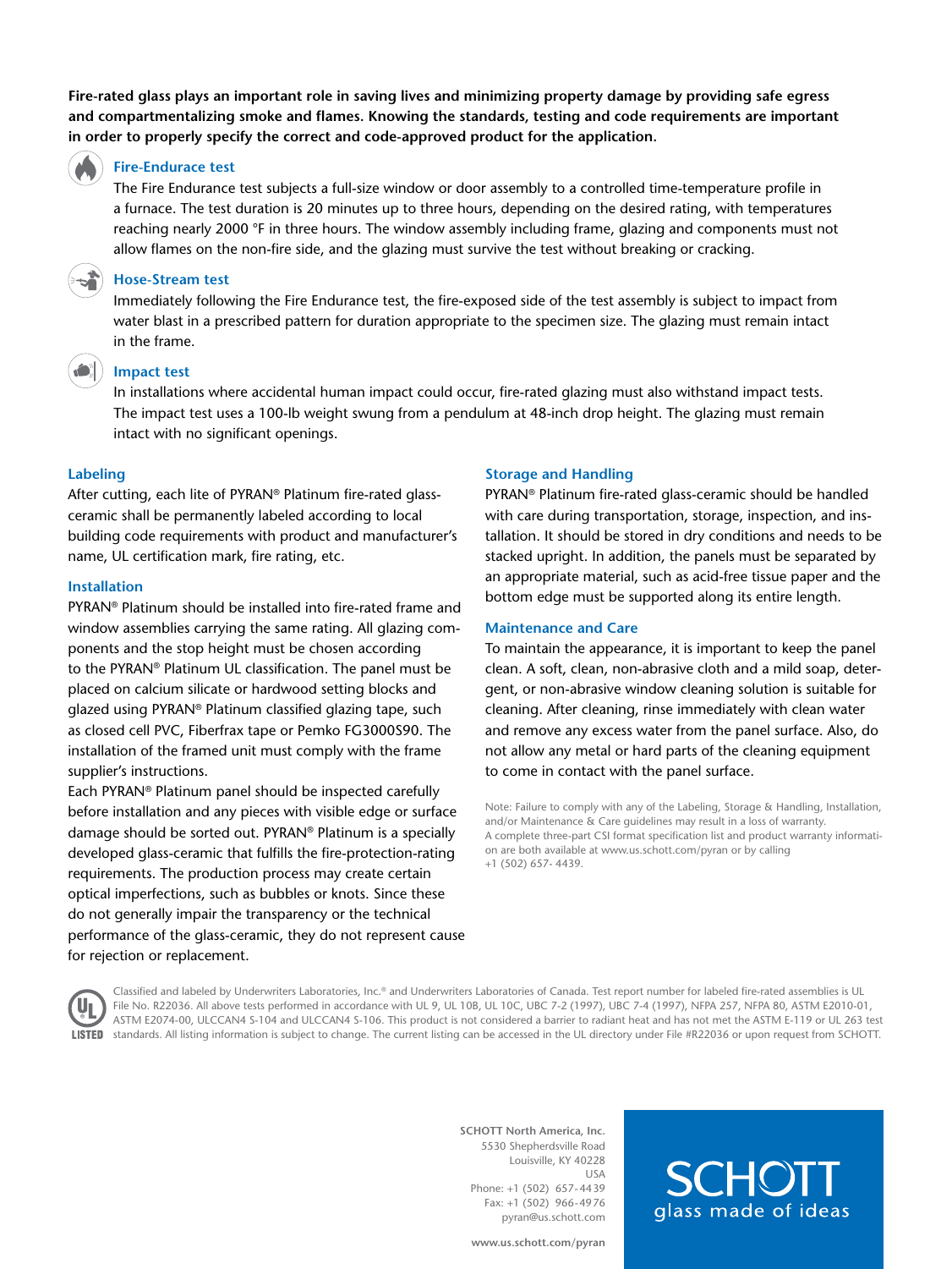**Fire-rated glass plays an important role in saving lives and minimizing property damage by providing safe egress and compartmentalizing smoke and flames. Knowing the standards, testing and code requirements are important in order to properly specify the correct and code-approved product for the application.**

### Fire-Endurace test

The Fire Endurance test subjects a full-size window or door assembly to a controlled time-temperature profile in a furnace. The test duration is 20 minutes up to three hours, depending on the desired rating, with temperatures reaching nearly 2000 °F in three hours. The window assembly including frame, glazing and components must not allow flames on the non-fire side, and the glazing must survive the test without breaking or cracking.

### Hose-Stream test

Immediately following the Fire Endurance test, the fire-exposed side of the test assembly is subject to impact from water blast in a prescribed pattern for duration appropriate to the specimen size. The glazing must remain intact in the frame.

### Impact test

In installations where accidental human impact could occur, fire-rated glazing must also withstand impact tests. The impact test uses a 100-lb weight swung from a pendulum at 48-inch drop height. The glazing must remain intact with no significant openings.

### Labeling

After cutting, each lite of PYRAN® Platinum fire-rated glass-ceramic shall be permanently labeled according to local building code requirements with product and manufacturer's name, UL certification mark, fire rating, etc.

### Installation

PYRAN® Platinum should be installed into fire-rated frame and window assemblies carrying the same rating. All glazing components and the stop height must be chosen according to the PYRAN® Platinum UL classification. The panel must be placed on calcium silicate or hardwood setting blocks and glazed using PYRAN® Platinum classified glazing tape, such as closed cell PVC, Fiberfrax tape or Pemko FG3000S90. The installation of the framed unit must comply with the frame supplier's instructions.

Each PYRAN® Platinum panel should be inspected carefully before installation and any pieces with visible edge or surface damage should be sorted out. PYRAN® Platinum is a specially developed glass-ceramic that fulfills the fire-protection-rating requirements. The production process may create certain optical imperfections, such as bubbles or knots. Since these do not generally impair the transparency or the technical performance of the glass-ceramic, they do not represent cause for rejection or replacement.

### Storage and Handling

PYRAN® Platinum fire-rated glass-ceramic should be handled with care during transportation, storage, inspection, and installation. It should be stored in dry conditions and needs to be stacked upright. In addition, the panels must be separated by an appropriate material, such as acid-free tissue paper and the bottom edge must be supported along its entire length.

### Maintenance and Care

To maintain the appearance, it is important to keep the panel clean. A soft, clean, non-abrasive cloth and a mild soap, detergent, or non-abrasive window cleaning solution is suitable for cleaning. After cleaning, rinse immediately with clean water and remove any excess water from the panel surface. Also, do not allow any metal or hard parts of the cleaning equipment to come in contact with the panel surface.

Note: Failure to comply with any of the Labeling, Storage & Handling, Installation, and/or Maintenance & Care guidelines may result in a loss of warranty.
A complete three-part CSI format specification list and product warranty information are both available at www.us.schott.com/pyran or by calling +1 (502) 657- 4439.

Classified and labeled by Underwriters Laboratories, Inc.® and Underwriters Laboratories of Canada. Test report number for labeled fire-rated assemblies is UL File No. R22036. All above tests performed in accordance with UL 9, UL 10B, UL 10C, UBC 7-2 (1997), UBC 7-4 (1997), NFPA 257, NFPA 80, ASTM E2010-01, ASTM E2074-00, ULCCAN4 S-104 and ULCCAN4 S-106. This product is not considered a barrier to radiant heat and has not met the ASTM E-119 or UL 263 test standards. All listing information is subject to change. The current listing can be accessed in the UL directory under File #R22036 or upon request from SCHOTT.

**SCHOTT North America, Inc.**
5530 Shepherdsville Road
Louisville, KY 40228
USA
Phone: +1 (502) 657-4439
Fax: +1 (502) 966-4976
pyran@us.schott.com

**www.us.schott.com/pyran**

SCHOTT
glass made of ideas